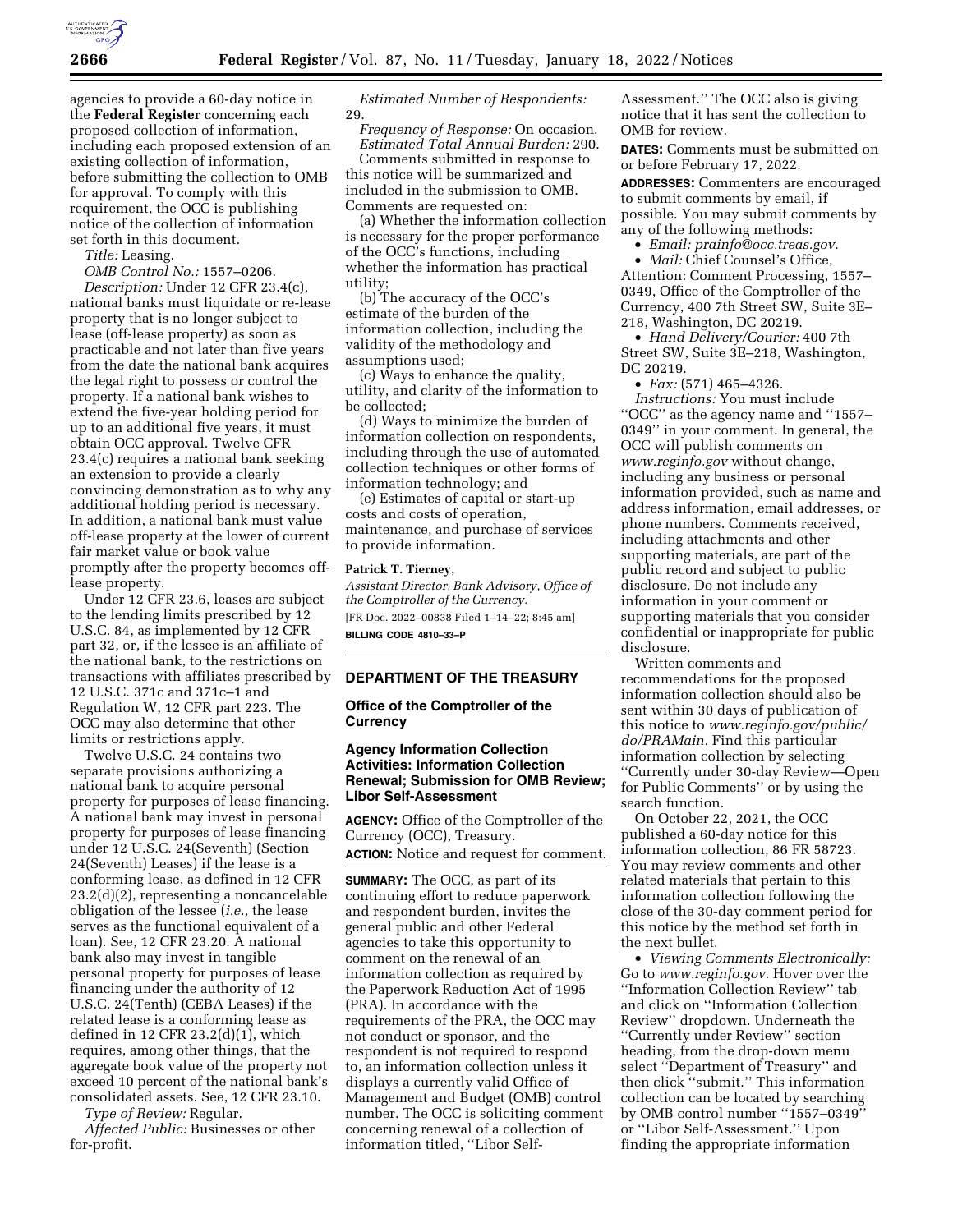agencies to provide a 60-day notice in the **Federal Register** concerning each proposed collection of information, including each proposed extension of an existing collection of information, before submitting the collection to OMB for approval. To comply with this requirement, the OCC is publishing notice of the collection of information set forth in this document.

*Title:* Leasing.

*OMB Control No.:* 1557–0206.

*Description:* Under 12 CFR 23.4(c), national banks must liquidate or re-lease property that is no longer subject to lease (off-lease property) as soon as practicable and not later than five years from the date the national bank acquires the legal right to possess or control the property. If a national bank wishes to extend the five-year holding period for up to an additional five years, it must obtain OCC approval. Twelve CFR 23.4(c) requires a national bank seeking an extension to provide a clearly convincing demonstration as to why any additional holding period is necessary. In addition, a national bank must value off-lease property at the lower of current fair market value or book value promptly after the property becomes off-lease property.

Under 12 CFR 23.6, leases are subject to the lending limits prescribed by 12 U.S.C. 84, as implemented by 12 CFR part 32, or, if the lessee is an affiliate of the national bank, to the restrictions on transactions with affiliates prescribed by 12 U.S.C. 371c and 371c–1 and Regulation W, 12 CFR part 223. The OCC may also determine that other limits or restrictions apply.

Twelve U.S.C. 24 contains two separate provisions authorizing a national bank to acquire personal property for purposes of lease financing. A national bank may invest in personal property for purposes of lease financing under 12 U.S.C. 24(Seventh) (Section 24(Seventh) Leases) if the lease is a conforming lease, as defined in 12 CFR 23.2(d)(2), representing a noncancelable obligation of the lessee (*i.e.,* the lease serves as the functional equivalent of a loan). See, 12 CFR 23.20. A national bank also may invest in tangible personal property for purposes of lease financing under the authority of 12 U.S.C. 24(Tenth) (CEBA Leases) if the related lease is a conforming lease as defined in 12 CFR 23.2(d)(1), which requires, among other things, that the aggregate book value of the property not exceed 10 percent of the national bank's consolidated assets. See, 12 CFR 23.10.

*Type of Review:* Regular.

*Affected Public:* Businesses or other for-profit.

*Estimated Number of Respondents:* 29.

*Frequency of Response:* On occasion.

*Estimated Total Annual Burden:* 290.

Comments submitted in response to this notice will be summarized and included in the submission to OMB. Comments are requested on:

(a) Whether the information collection is necessary for the proper performance of the OCC's functions, including whether the information has practical utility;

(b) The accuracy of the OCC's estimate of the burden of the information collection, including the validity of the methodology and assumptions used;

(c) Ways to enhance the quality, utility, and clarity of the information to be collected;

(d) Ways to minimize the burden of information collection on respondents, including through the use of automated collection techniques or other forms of information technology; and

(e) Estimates of capital or start-up costs and costs of operation, maintenance, and purchase of services to provide information.

**Patrick T. Tierney,**

*Assistant Director, Bank Advisory, Office of the Comptroller of the Currency.*

[FR Doc. 2022–00838 Filed 1–14–22; 8:45 am]

**BILLING CODE 4810–33–P**

## DEPARTMENT OF THE TREASURY

### Office of the Comptroller of the Currency

### Agency Information Collection Activities: Information Collection Renewal; Submission for OMB Review; Libor Self-Assessment

**AGENCY:** Office of the Comptroller of the Currency (OCC), Treasury.

**ACTION:** Notice and request for comment.

**SUMMARY:** The OCC, as part of its continuing effort to reduce paperwork and respondent burden, invites the general public and other Federal agencies to take this opportunity to comment on the renewal of an information collection as required by the Paperwork Reduction Act of 1995 (PRA). In accordance with the requirements of the PRA, the OCC may not conduct or sponsor, and the respondent is not required to respond to, an information collection unless it displays a currently valid Office of Management and Budget (OMB) control number. The OCC is soliciting comment concerning renewal of a collection of information titled, ''Libor Self-Assessment.'' The OCC also is giving notice that it has sent the collection to OMB for review.

**DATES:** Comments must be submitted on or before February 17, 2022.

**ADDRESSES:** Commenters are encouraged to submit comments by email, if possible. You may submit comments by any of the following methods:

- *Email: prainfo@occ.treas.gov.*
- *Mail:* Chief Counsel's Office, Attention: Comment Processing, 1557–0349, Office of the Comptroller of the Currency, 400 7th Street SW, Suite 3E–218, Washington, DC 20219.
- *Hand Delivery/Courier:* 400 7th Street SW, Suite 3E–218, Washington, DC 20219.
- *Fax:* (571) 465–4326.

*Instructions:* You must include ''OCC'' as the agency name and ''1557–0349'' in your comment. In general, the OCC will publish comments on *www.reginfo.gov* without change, including any business or personal information provided, such as name and address information, email addresses, or phone numbers. Comments received, including attachments and other supporting materials, are part of the public record and subject to public disclosure. Do not include any information in your comment or supporting materials that you consider confidential or inappropriate for public disclosure.

Written comments and recommendations for the proposed information collection should also be sent within 30 days of publication of this notice to *www.reginfo.gov/public/do/PRAMain.* Find this particular information collection by selecting ''Currently under 30-day Review—Open for Public Comments'' or by using the search function.

On October 22, 2021, the OCC published a 60-day notice for this information collection, 86 FR 58723. You may review comments and other related materials that pertain to this information collection following the close of the 30-day comment period for this notice by the method set forth in the next bullet.

- *Viewing Comments Electronically:* Go to *www.reginfo.gov.* Hover over the ''Information Collection Review'' tab and click on ''Information Collection Review'' dropdown. Underneath the ''Currently under Review'' section heading, from the drop-down menu select ''Department of Treasury'' and then click ''submit.'' This information collection can be located by searching by OMB control number ''1557–0349'' or ''Libor Self-Assessment.'' Upon finding the appropriate information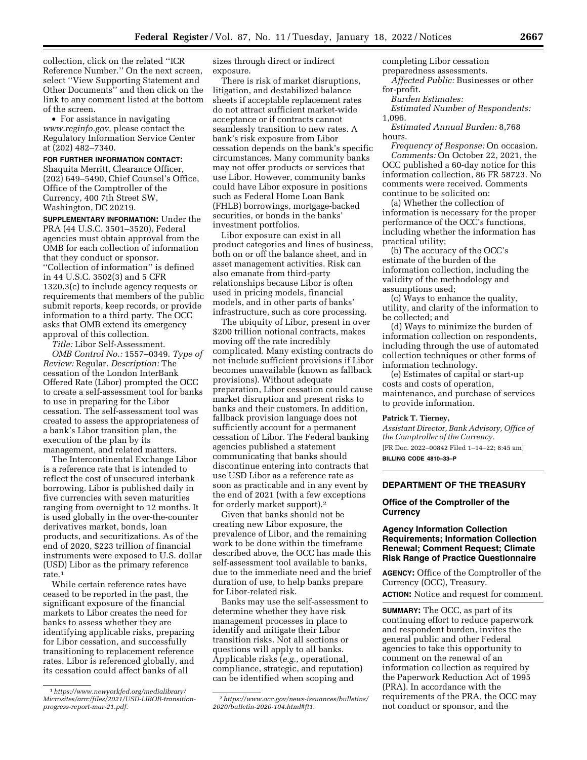collection, click on the related ''ICR Reference Number.'' On the next screen, select ''View Supporting Statement and Other Documents'' and then click on the link to any comment listed at the bottom of the screen.

• For assistance in navigating *www.reginfo.gov,* please contact the Regulatory Information Service Center at (202) 482–7340.

**FOR FURTHER INFORMATION CONTACT:** Shaquita Merritt, Clearance Officer, (202) 649–5490, Chief Counsel's Office, Office of the Comptroller of the Currency, 400 7th Street SW, Washington, DC 20219.

**SUPPLEMENTARY INFORMATION:** Under the PRA (44 U.S.C. 3501–3520), Federal agencies must obtain approval from the OMB for each collection of information that they conduct or sponsor. ''Collection of information'' is defined in 44 U.S.C. 3502(3) and 5 CFR 1320.3(c) to include agency requests or requirements that members of the public submit reports, keep records, or provide information to a third party. The OCC asks that OMB extend its emergency approval of this collection.

*Title:* Libor Self-Assessment.

*OMB Control No.:* 1557–0349. *Type of Review:* Regular. *Description:* The cessation of the London InterBank Offered Rate (Libor) prompted the OCC to create a self-assessment tool for banks to use in preparing for the Libor cessation. The self-assessment tool was created to assess the appropriateness of a bank's Libor transition plan, the execution of the plan by its management, and related matters.

The Intercontinental Exchange Libor is a reference rate that is intended to reflect the cost of unsecured interbank borrowing. Libor is published daily in five currencies with seven maturities ranging from overnight to 12 months. It is used globally in the over-the-counter derivatives market, bonds, loan products, and securitizations. As of the end of 2020, $223 trillion of financial instruments were exposed to U.S. dollar (USD) Libor as the primary reference rate.[1]

While certain reference rates have ceased to be reported in the past, the significant exposure of the financial markets to Libor creates the need for banks to assess whether they are identifying applicable risks, preparing for Libor cessation, and successfully transitioning to replacement reference rates. Libor is referenced globally, and its cessation could affect banks of all sizes through direct or indirect exposure.

There is risk of market disruptions, litigation, and destabilized balance sheets if acceptable replacement rates do not attract sufficient market-wide acceptance or if contracts cannot seamlessly transition to new rates. A bank's risk exposure from Libor cessation depends on the bank's specific circumstances. Many community banks may not offer products or services that use Libor. However, community banks could have Libor exposure in positions such as Federal Home Loan Bank (FHLB) borrowings, mortgage-backed securities, or bonds in the banks' investment portfolios.

Libor exposure can exist in all product categories and lines of business, both on or off the balance sheet, and in asset management activities. Risk can also emanate from third-party relationships because Libor is often used in pricing models, financial models, and in other parts of banks' infrastructure, such as core processing.

The ubiquity of Libor, present in over $200 trillion notional contracts, makes moving off the rate incredibly complicated. Many existing contracts do not include sufficient provisions if Libor becomes unavailable (known as fallback provisions). Without adequate preparation, Libor cessation could cause market disruption and present risks to banks and their customers. In addition, fallback provision language does not sufficiently account for a permanent cessation of Libor. The Federal banking agencies published a statement communicating that banks should discontinue entering into contracts that use USD Libor as a reference rate as soon as practicable and in any event by the end of 2021 (with a few exceptions for orderly market support).[2]

Given that banks should not be creating new Libor exposure, the prevalence of Libor, and the remaining work to be done within the timeframe described above, the OCC has made this self-assessment tool available to banks, due to the immediate need and the brief duration of use, to help banks prepare for Libor-related risk.

Banks may use the self-assessment to determine whether they have risk management processes in place to identify and mitigate their Libor transition risks. Not all sections or questions will apply to all banks. Applicable risks (*e.g.,* operational, compliance, strategic, and reputation) can be identified when scoping and completing Libor cessation preparedness assessments.

*Affected Public:* Businesses or other for-profit.

*Burden Estimates:*

*Estimated Number of Respondents:* 1,096.

*Estimated Annual Burden:* 8,768 hours.

*Frequency of Response:* On occasion.

*Comments:* On October 22, 2021, the OCC published a 60-day notice for this information collection, 86 FR 58723. No comments were received. Comments continue to be solicited on:

(a) Whether the collection of information is necessary for the proper performance of the OCC's functions, including whether the information has practical utility;

(b) The accuracy of the OCC's estimate of the burden of the information collection, including the validity of the methodology and assumptions used;

(c) Ways to enhance the quality, utility, and clarity of the information to be collected; and

(d) Ways to minimize the burden of information collection on respondents, including through the use of automated collection techniques or other forms of information technology.

(e) Estimates of capital or start-up costs and costs of operation, maintenance, and purchase of services to provide information.

**Patrick T. Tierney,**

*Assistant Director, Bank Advisory, Office of the Comptroller of the Currency.*

[FR Doc. 2022–00842 Filed 1–14–22; 8:45 am]

**BILLING CODE 4810–33–P**

[1] *https://www.newyorkfed.org/medialibrary/Microsites/arrc/files/2021/USD-LIBOR-transition-progress-report-mar-21.pdf.*

[2] *https://www.occ.gov/news-issuances/bulletins/2020/bulletin-2020-104.html#ft1.*

## DEPARTMENT OF THE TREASURY

### Office of the Comptroller of the Currency

### Agency Information Collection Requirements; Information Collection Renewal; Comment Request; Climate Risk Range of Practice Questionnaire

**AGENCY:** Office of the Comptroller of the Currency (OCC), Treasury.

**ACTION:** Notice and request for comment.

**SUMMARY:** The OCC, as part of its continuing effort to reduce paperwork and respondent burden, invites the general public and other Federal agencies to take this opportunity to comment on the renewal of an information collection as required by the Paperwork Reduction Act of 1995 (PRA). In accordance with the requirements of the PRA, the OCC may not conduct or sponsor, and the